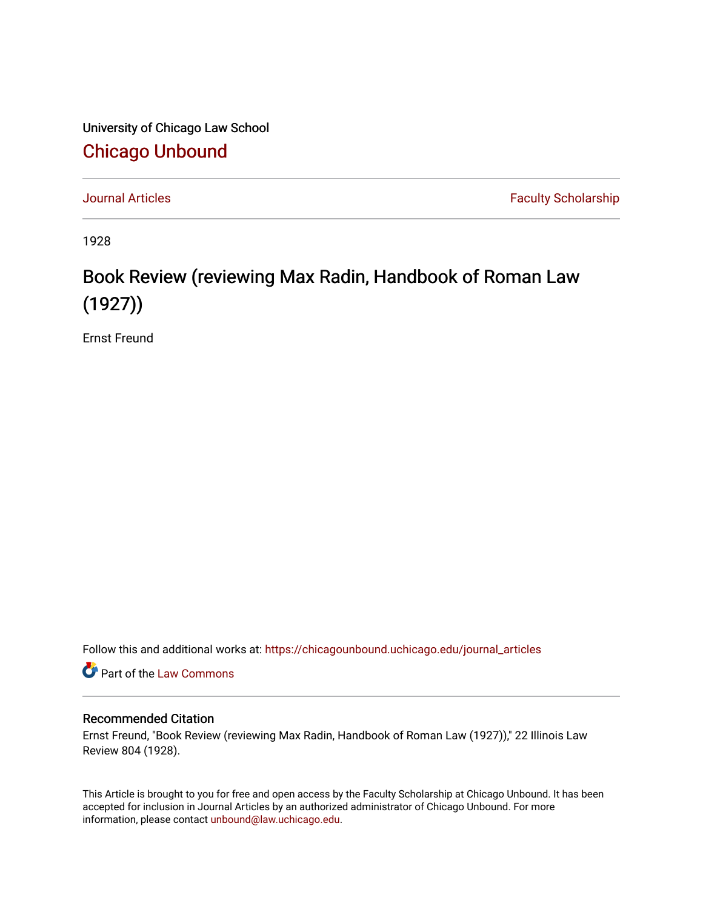University of Chicago Law School

## Chicago Unbound

Journal Articles | Faculty Scholarship

1928

# Book Review (reviewing Max Radin, Handbook of Roman Law (1927))

Ernst Freund

Follow this and additional works at: https://chicagounbound.uchicago.edu/journal_articles

Part of the Law Commons

### Recommended Citation

Ernst Freund, "Book Review (reviewing Max Radin, Handbook of Roman Law (1927))," 22 Illinois Law Review 804 (1928).

This Article is brought to you for free and open access by the Faculty Scholarship at Chicago Unbound. It has been accepted for inclusion in Journal Articles by an authorized administrator of Chicago Unbound. For more information, please contact unbound@law.uchicago.edu.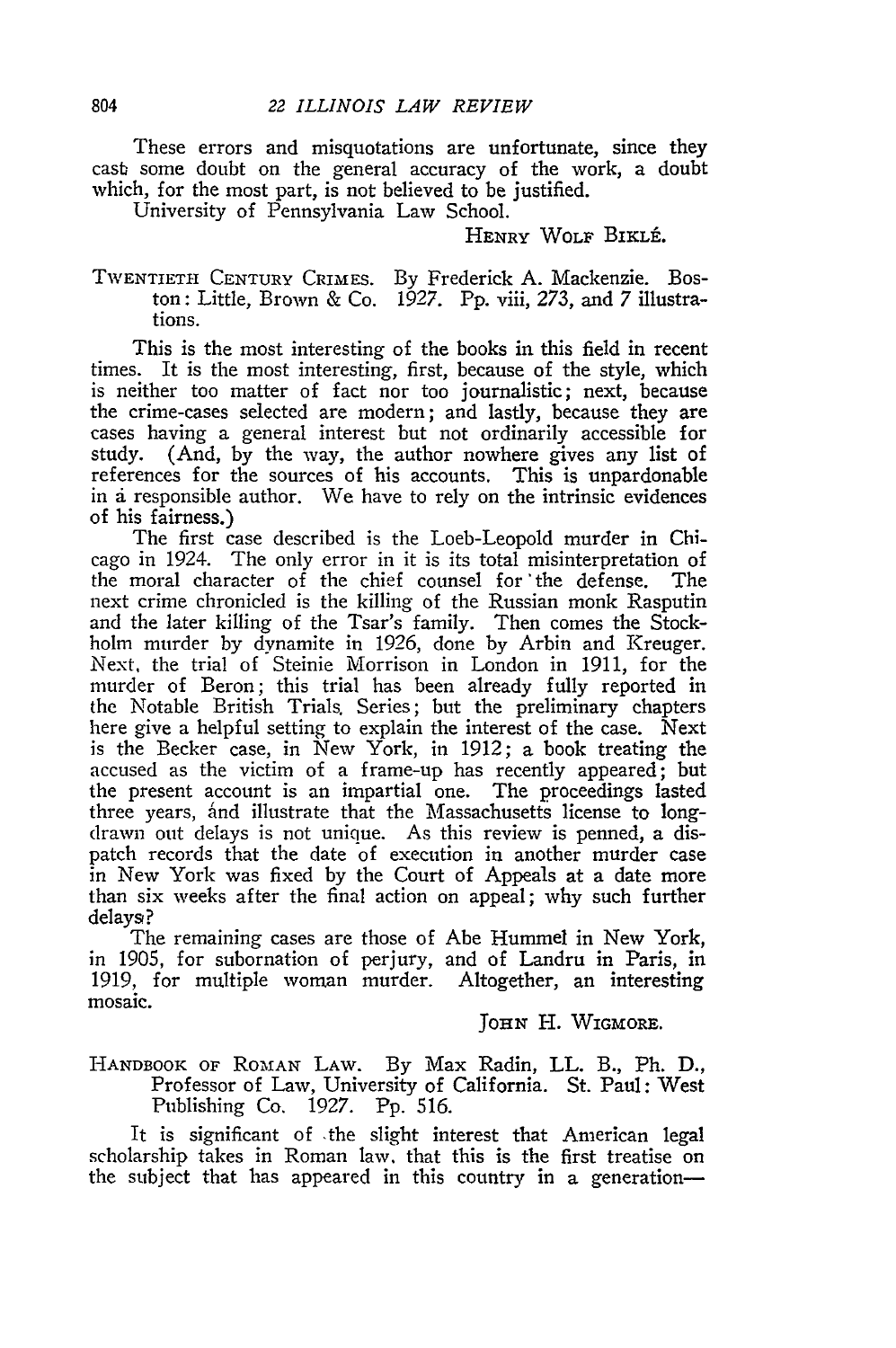These errors and misquotations are unfortunate, since they cast some doubt on the general accuracy of the work, a doubt which, for the most part, is not believed to be justified.

University of Pennsylvania Law School.

HENRY WOLF BIKLÉ.

TWENTIETH CENTURY CRIMES. By Frederick A. Mackenzie. Boston: Little, Brown & Co. 1927. Pp. viii, 273, and 7 illustrations.

This is the most interesting of the books in this field in recent times. It is the most interesting, first, because of the style, which is neither too matter of fact nor too journalistic; next, because the crime-cases selected are modern; and lastly, because they are cases having a general interest but not ordinarily accessible for study. (And, by the way, the author nowhere gives any list of references for the sources of his accounts. This is unpardonable in a responsible author. We have to rely on the intrinsic evidences of his fairness.)

The first case described is the Loeb-Leopold murder in Chicago in 1924. The only error in it is its total misinterpretation of the moral character of the chief counsel for the defense. The next crime chronicled is the killing of the Russian monk Rasputin and the later killing of the Tsar's family. Then comes the Stockholm murder by dynamite in 1926, done by Arbin and Kreuger. Next, the trial of Steinie Morrison in London in 1911, for the murder of Beron; this trial has been already fully reported in the Notable British Trials Series; but the preliminary chapters here give a helpful setting to explain the interest of the case. Next is the Becker case, in New York, in 1912; a book treating the accused as the victim of a frame-up has recently appeared; but the present account is an impartial one. The proceedings lasted three years, and illustrate that the Massachusetts license to long-drawn out delays is not unique. As this review is penned, a dispatch records that the date of execution in another murder case in New York was fixed by the Court of Appeals at a date more than six weeks after the final action on appeal; why such further delays?

The remaining cases are those of Abe Hummel in New York, in 1905, for subornation of perjury, and of Landru in Paris, in 1919, for multiple woman murder. Altogether, an interesting mosaic.

JOHN H. WIGMORE.

HANDBOOK OF ROMAN LAW. By Max Radin, LL. B., Ph. D., Professor of Law, University of California. St. Paul: West Publishing Co. 1927. Pp. 516.

It is significant of the slight interest that American legal scholarship takes in Roman law, that this is the first treatise on the subject that has appeared in this country in a generation—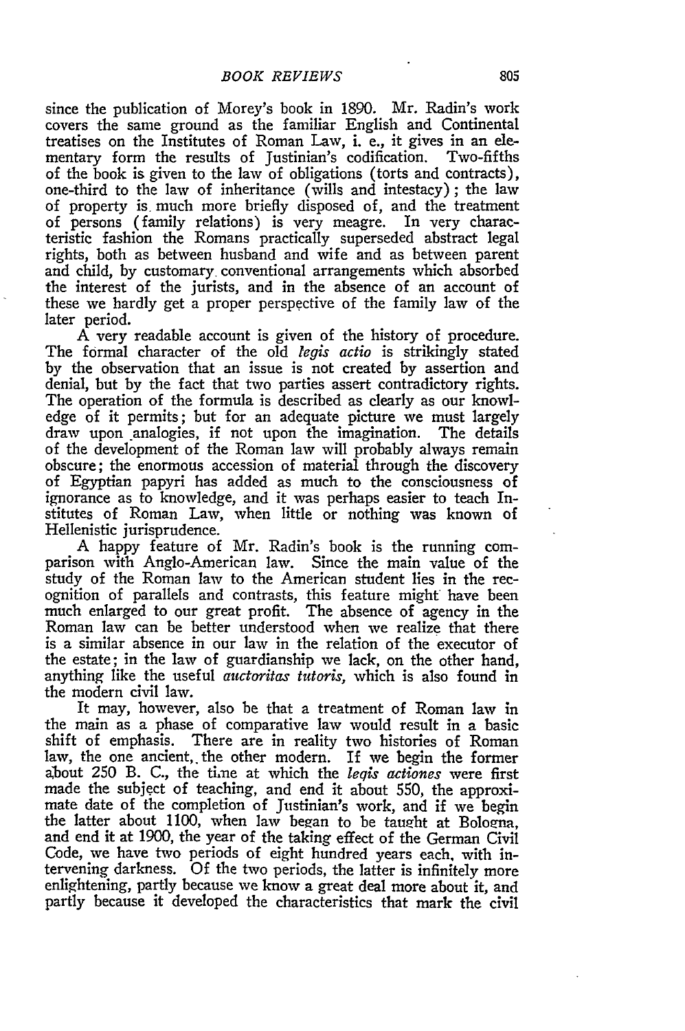since the publication of Morey's book in 1890. Mr. Radin's work covers the same ground as the familiar English and Continental treatises on the Institutes of Roman Law, i. e., it gives in an elementary form the results of Justinian's codification. Two-fifths of the book is given to the law of obligations (torts and contracts), one-third to the law of inheritance (wills and intestacy); the law of property is much more briefly disposed of, and the treatment of persons (family relations) is very meagre. In very characteristic fashion the Romans practically superseded abstract legal rights, both as between husband and wife and as between parent and child, by customary conventional arrangements which absorbed the interest of the jurists, and in the absence of an account of these we hardly get a proper perspective of the family law of the later period.

A very readable account is given of the history of procedure. The formal character of the old *legis actio* is strikingly stated by the observation that an issue is not created by assertion and denial, but by the fact that two parties assert contradictory rights. The operation of the formula is described as clearly as our knowledge of it permits; but for an adequate picture we must largely draw upon analogies, if not upon the imagination. The details of the development of the Roman law will probably always remain obscure; the enormous accession of material through the discovery of Egyptian papyri has added as much to the consciousness of ignorance as to knowledge, and it was perhaps easier to teach Institutes of Roman Law, when little or nothing was known of Hellenistic jurisprudence.

A happy feature of Mr. Radin's book is the running comparison with Anglo-American law. Since the main value of the study of the Roman law to the American student lies in the recognition of parallels and contrasts, this feature might have been much enlarged to our great profit. The absence of agency in the Roman law can be better understood when we realize that there is a similar absence in our law in the relation of the executor of the estate; in the law of guardianship we lack, on the other hand, anything like the useful *auctoritas tutoris*, which is also found in the modern civil law.

It may, however, also be that a treatment of Roman law in the main as a phase of comparative law would result in a basic shift of emphasis. There are in reality two histories of Roman law, the one ancient, the other modern. If we begin the former about 250 B. C., the time at which the *legis actiones* were first made the subject of teaching, and end it about 550, the approximate date of the completion of Justinian's work, and if we begin the latter about 1100, when law began to be taught at Bologna, and end it at 1900, the year of the taking effect of the German Civil Code, we have two periods of eight hundred years each, with intervening darkness. Of the two periods, the latter is infinitely more enlightening, partly because we know a great deal more about it, and partly because it developed the characteristics that mark the civil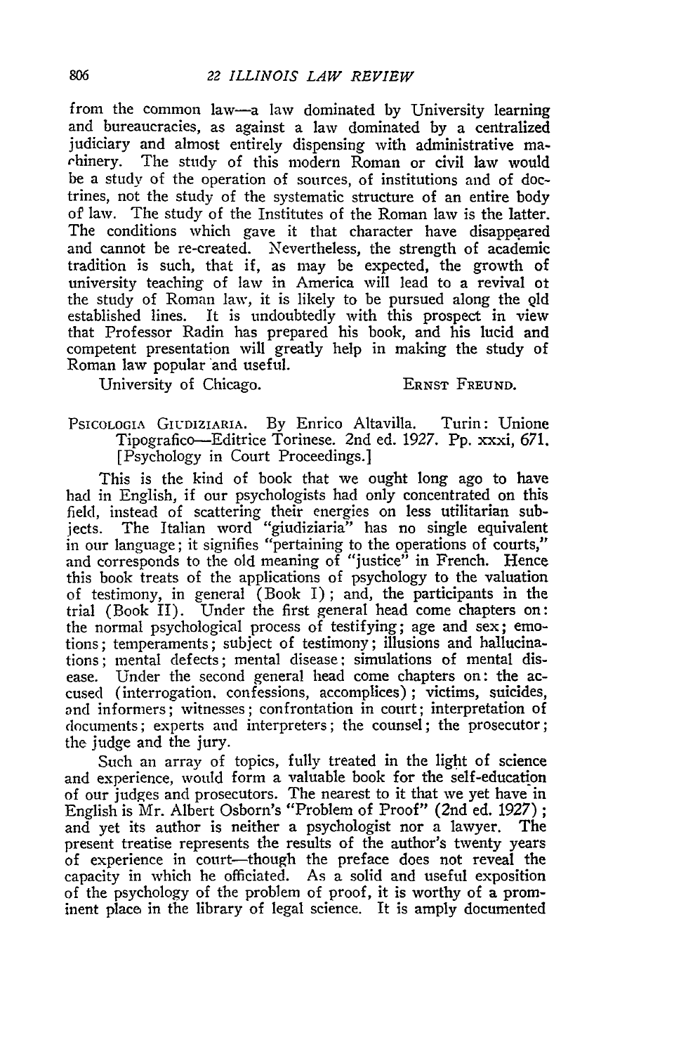from the common law—a law dominated by University learning and bureaucracies, as against a law dominated by a centralized judiciary and almost entirely dispensing with administrative machinery. The study of this modern Roman or civil law would be a study of the operation of sources, of institutions and of doctrines, not the study of the systematic structure of an entire body of law. The study of the Institutes of the Roman law is the latter. The conditions which gave it that character have disappeared and cannot be re-created. Nevertheless, the strength of academic tradition is such, that if, as may be expected, the growth of university teaching of law in America will lead to a revival of the study of Roman law, it is likely to be pursued along the old established lines. It is undoubtedly with this prospect in view that Professor Radin has prepared his book, and his lucid and competent presentation will greatly help in making the study of Roman law popular and useful.

University of Chicago. ERNST FREUND.

PSICOLOGIA GIUDIZIARIA. By Enrico Altavilla. Turin: Unione Tipografico—Editrice Torinese. 2nd ed. 1927. Pp. xxxi, 671. [Psychology in Court Proceedings.]

This is the kind of book that we ought long ago to have had in English, if our psychologists had only concentrated on this field, instead of scattering their energies on less utilitarian subjects. The Italian word "giudiziaria" has no single equivalent in our language; it signifies "pertaining to the operations of courts," and corresponds to the old meaning of "justice" in French. Hence this book treats of the applications of psychology to the valuation of testimony, in general (Book I); and, the participants in the trial (Book II). Under the first general head come chapters on: the normal psychological process of testifying; age and sex; emotions; temperaments; subject of testimony; illusions and hallucinations; mental defects; mental disease; simulations of mental disease. Under the second general head come chapters on: the accused (interrogation, confessions, accomplices); victims, suicides, and informers; witnesses; confrontation in court; interpretation of documents; experts and interpreters; the counsel; the prosecutor; the judge and the jury.

Such an array of topics, fully treated in the light of science and experience, would form a valuable book for the self-education of our judges and prosecutors. The nearest to it that we yet have in English is Mr. Albert Osborn's "Problem of Proof" (2nd ed. 1927); and yet its author is neither a psychologist nor a lawyer. The present treatise represents the results of the author's twenty years of experience in court—though the preface does not reveal the capacity in which he officiated. As a solid and useful exposition of the psychology of the problem of proof, it is worthy of a prominent place in the library of legal science. It is amply documented